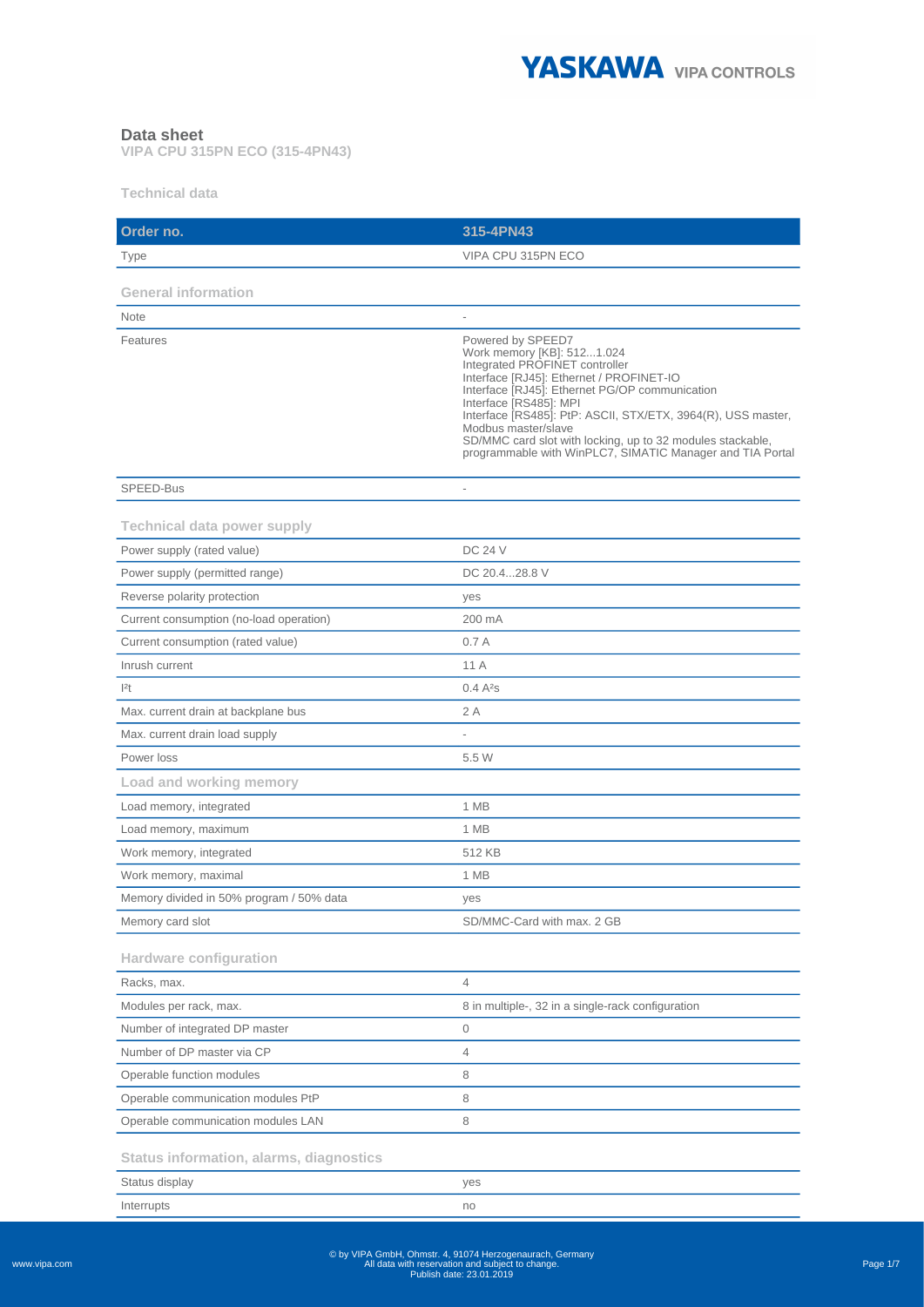# Data sheet

**VIPA CPU 315PN ECO (315-4PN43)**

## Technical data

| Order no. | 315-4PN43 |
| --- | --- |
| Type | VIPA CPU 315PN ECO |
| **General information** | |
| Note | - |
| Features | Powered by SPEED7<br>Work memory [KB]: 512...1.024<br>Integrated PROFINET controller<br>Interface [RJ45]: Ethernet / PROFINET-IO<br>Interface [RJ45]: Ethernet PG/OP communication<br>Interface [RS485]: MPI<br>Interface [RS485]: PtP: ASCII, STX/ETX, 3964(R), USS master, Modbus master/slave<br>SD/MMC card slot with locking, up to 32 modules stackable, programmable with WinPLC7, SIMATIC Manager and TIA Portal |
| SPEED-Bus | - |
| **Technical data power supply** | |
| Power supply (rated value) | DC 24 V |
| Power supply (permitted range) | DC 20.4...28.8 V |
| Reverse polarity protection | yes |
| Current consumption (no-load operation) | 200 mA |
| Current consumption (rated value) | 0.7 A |
| Inrush current | 11 A |
| $I^2t$ | 0.4 $A^2s$ |
| Max. current drain at backplane bus | 2 A |
| Max. current drain load supply | - |
| Power loss | 5.5 W |
| **Load and working memory** | |
| Load memory, integrated | 1 MB |
| Load memory, maximum | 1 MB |
| Work memory, integrated | 512 KB |
| Work memory, maximal | 1 MB |
| Memory divided in 50% program / 50% data | yes |
| Memory card slot | SD/MMC-Card with max. 2 GB |
| **Hardware configuration** | |
| Racks, max. | 4 |
| Modules per rack, max. | 8 in multiple-, 32 in a single-rack configuration |
| Number of integrated DP master | 0 |
| Number of DP master via CP | 4 |
| Operable function modules | 8 |
| Operable communication modules PtP | 8 |
| Operable communication modules LAN | 8 |
| **Status information, alarms, diagnostics** | |
| Status display | yes |
| Interrupts | no |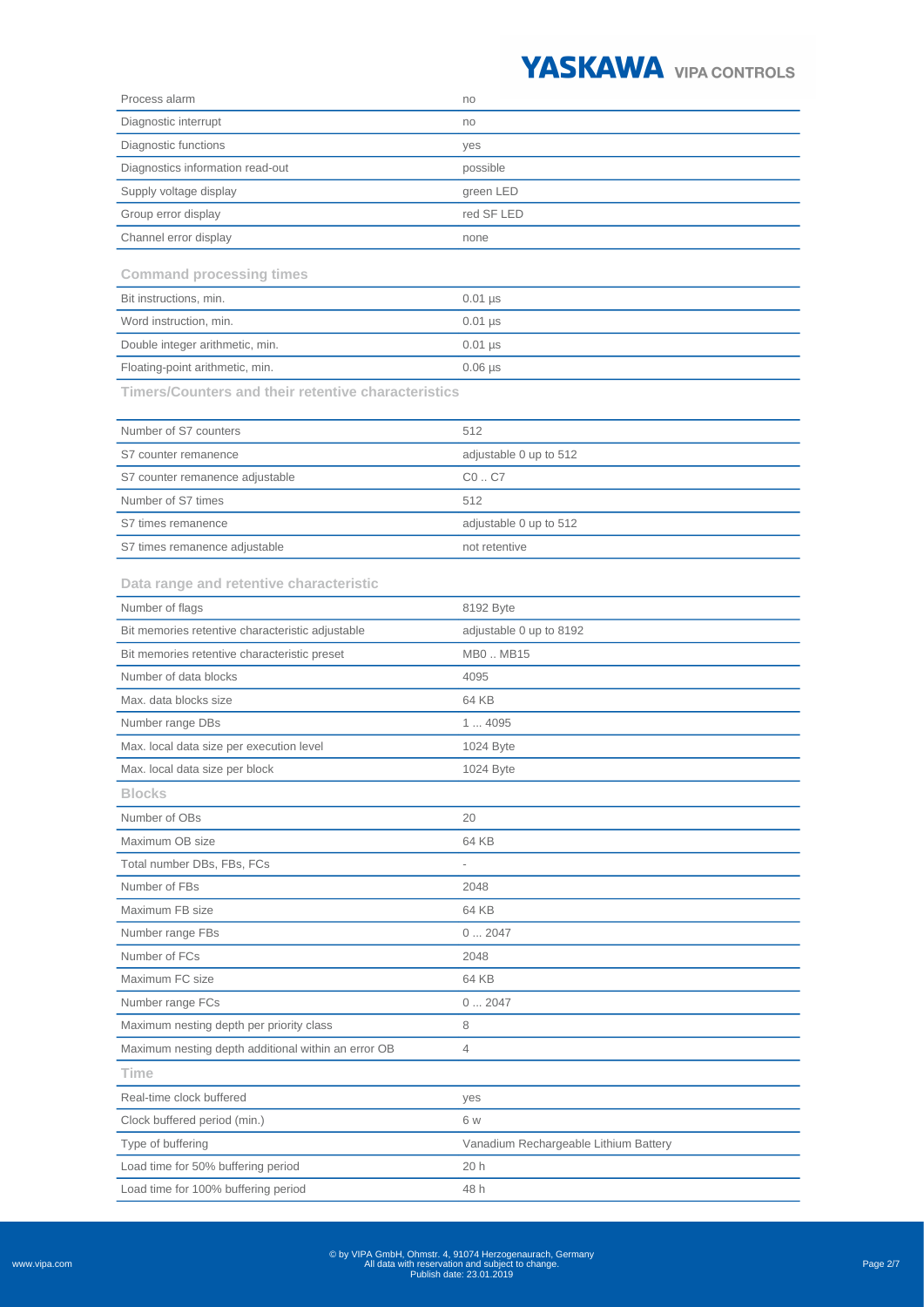| | |
|---|---|
| Process alarm | no |
| Diagnostic interrupt | no |
| Diagnostic functions | yes |
| Diagnostics information read-out | possible |
| Supply voltage display | green LED |
| Group error display | red SF LED |
| Channel error display | none |

### Command processing times

| | |
|---|---|
| Bit instructions, min. | 0.01 µs |
| Word instruction, min. | 0.01 µs |
| Double integer arithmetic, min. | 0.01 µs |
| Floating-point arithmetic, min. | 0.06 µs |

### Timers/Counters and their retentive characteristics

| | |
|---|---|
| Number of S7 counters | 512 |
| S7 counter remanence | adjustable 0 up to 512 |
| S7 counter remanence adjustable | C0 .. C7 |
| Number of S7 times | 512 |
| S7 times remanence | adjustable 0 up to 512 |
| S7 times remanence adjustable | not retentive |

### Data range and retentive characteristic

| | |
|---|---|
| Number of flags | 8192 Byte |
| Bit memories retentive characteristic adjustable | adjustable 0 up to 8192 |
| Bit memories retentive characteristic preset | MB0 .. MB15 |
| Number of data blocks | 4095 |
| Max. data blocks size | 64 KB |
| Number range DBs | 1 ... 4095 |
| Max. local data size per execution level | 1024 Byte |
| Max. local data size per block | 1024 Byte |

### Blocks

| | |
|---|---|
| Number of OBs | 20 |
| Maximum OB size | 64 KB |
| Total number DBs, FBs, FCs | - |
| Number of FBs | 2048 |
| Maximum FB size | 64 KB |
| Number range FBs | 0 ... 2047 |
| Number of FCs | 2048 |
| Maximum FC size | 64 KB |
| Number range FCs | 0 ... 2047 |
| Maximum nesting depth per priority class | 8 |
| Maximum nesting depth additional within an error OB | 4 |

### Time

| | |
|---|---|
| Real-time clock buffered | yes |
| Clock buffered period (min.) | 6 w |
| Type of buffering | Vanadium Rechargeable Lithium Battery |
| Load time for 50% buffering period | 20 h |
| Load time for 100% buffering period | 48 h |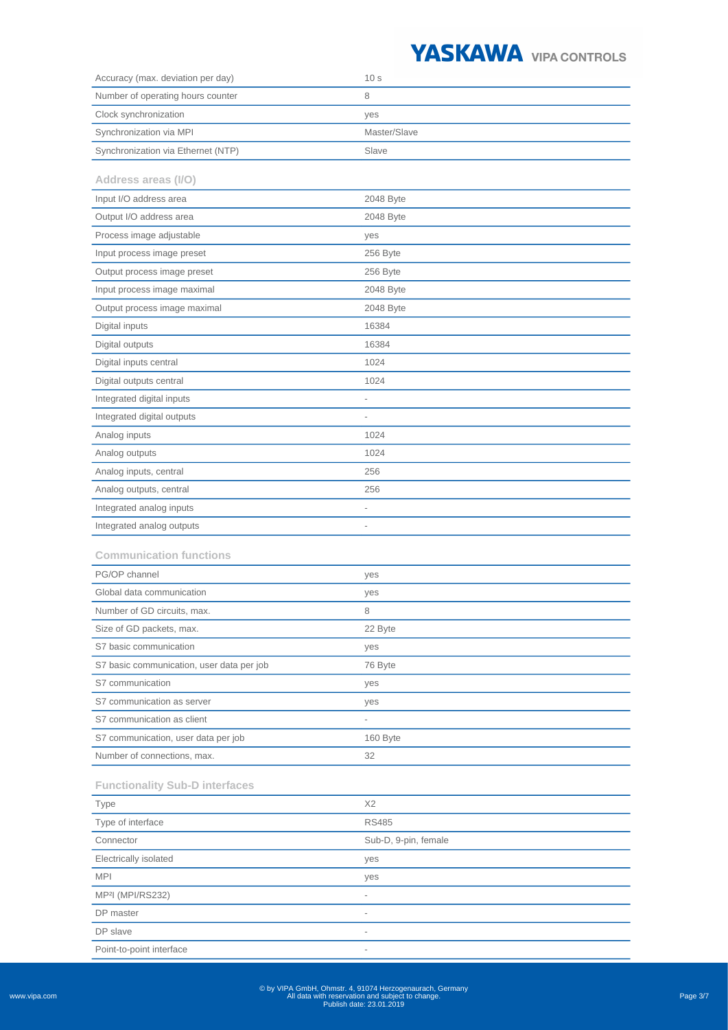| | |
|---|---|
| Accuracy (max. deviation per day) | 10 s |
| Number of operating hours counter | 8 |
| Clock synchronization | yes |
| Synchronization via MPI | Master/Slave |
| Synchronization via Ethernet (NTP) | Slave |

### Address areas (I/O)

| | |
|---|---|
| Input I/O address area | 2048 Byte |
| Output I/O address area | 2048 Byte |
| Process image adjustable | yes |
| Input process image preset | 256 Byte |
| Output process image preset | 256 Byte |
| Input process image maximal | 2048 Byte |
| Output process image maximal | 2048 Byte |
| Digital inputs | 16384 |
| Digital outputs | 16384 |
| Digital inputs central | 1024 |
| Digital outputs central | 1024 |
| Integrated digital inputs | - |
| Integrated digital outputs | - |
| Analog inputs | 1024 |
| Analog outputs | 1024 |
| Analog inputs, central | 256 |
| Analog outputs, central | 256 |
| Integrated analog inputs | - |
| Integrated analog outputs | - |

### Communication functions

| | |
|---|---|
| PG/OP channel | yes |
| Global data communication | yes |
| Number of GD circuits, max. | 8 |
| Size of GD packets, max. | 22 Byte |
| S7 basic communication | yes |
| S7 basic communication, user data per job | 76 Byte |
| S7 communication | yes |
| S7 communication as server | yes |
| S7 communication as client | - |
| S7 communication, user data per job | 160 Byte |
| Number of connections, max. | 32 |

### Functionality Sub-D interfaces

| | |
|---|---|
| Type | X2 |
| Type of interface | RS485 |
| Connector | Sub-D, 9-pin, female |
| Electrically isolated | yes |
| MPI | yes |
| MP²I (MPI/RS232) | - |
| DP master | - |
| DP slave | - |
| Point-to-point interface | - |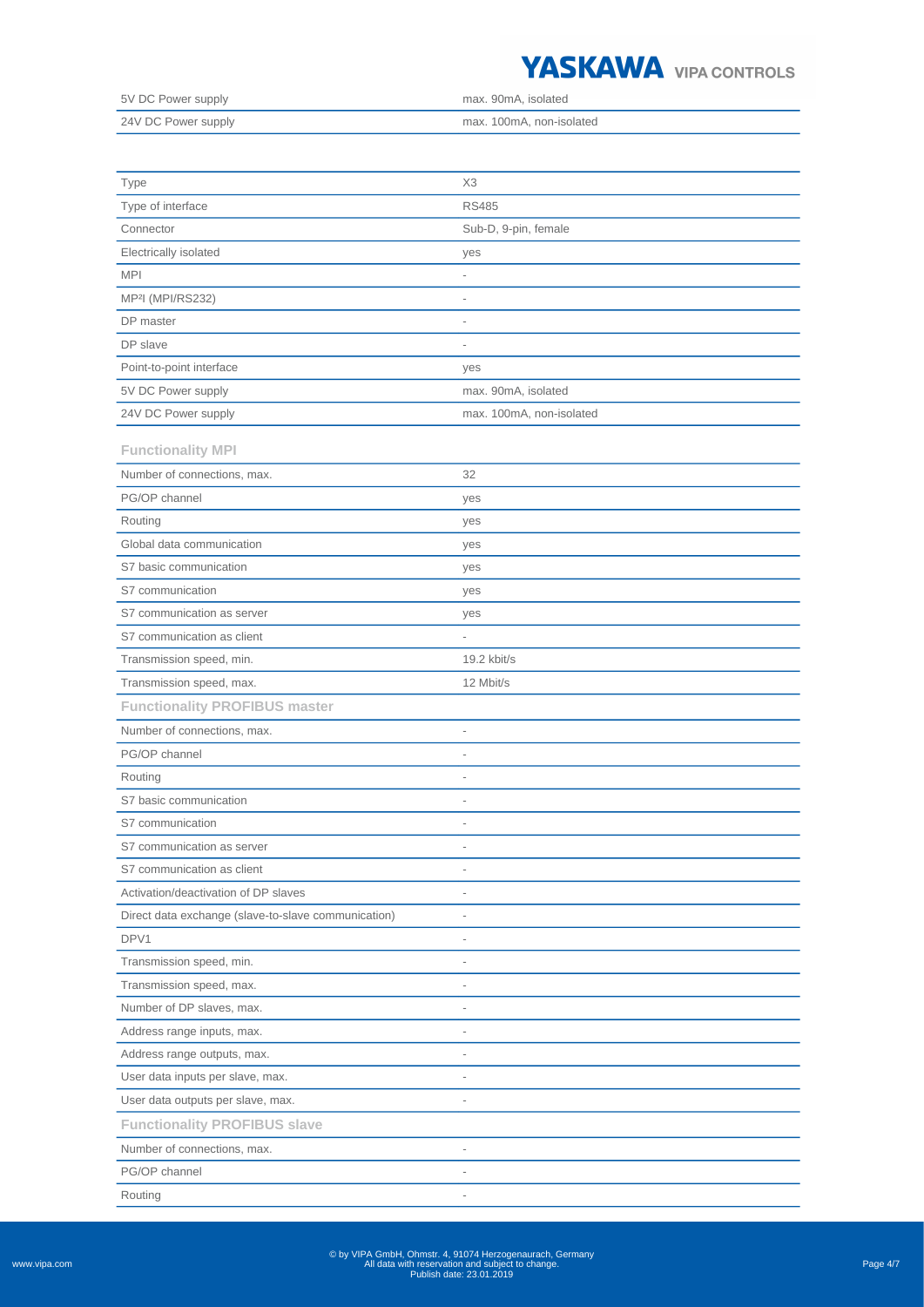| | |
|---|---|
| 5V DC Power supply | max. 90mA, isolated |
| 24V DC Power supply | max. 100mA, non-isolated |

| | |
|---|---|
| Type | X3 |
| Type of interface | RS485 |
| Connector | Sub-D, 9-pin, female |
| Electrically isolated | yes |
| MPI | - |
| MP²I (MPI/RS232) | - |
| DP master | - |
| DP slave | - |
| Point-to-point interface | yes |
| 5V DC Power supply | max. 90mA, isolated |
| 24V DC Power supply | max. 100mA, non-isolated |

### Functionality MPI

| | |
|---|---|
| Number of connections, max. | 32 |
| PG/OP channel | yes |
| Routing | yes |
| Global data communication | yes |
| S7 basic communication | yes |
| S7 communication | yes |
| S7 communication as server | yes |
| S7 communication as client | - |
| Transmission speed, min. | 19.2 kbit/s |
| Transmission speed, max. | 12 Mbit/s |

### Functionality PROFIBUS master

| | |
|---|---|
| Number of connections, max. | - |
| PG/OP channel | - |
| Routing | - |
| S7 basic communication | - |
| S7 communication | - |
| S7 communication as server | - |
| S7 communication as client | - |
| Activation/deactivation of DP slaves | - |
| Direct data exchange (slave-to-slave communication) | - |
| DPV1 | - |
| Transmission speed, min. | - |
| Transmission speed, max. | - |
| Number of DP slaves, max. | - |
| Address range inputs, max. | - |
| Address range outputs, max. | - |
| User data inputs per slave, max. | - |
| User data outputs per slave, max. | - |

### Functionality PROFIBUS slave

| | |
|---|---|
| Number of connections, max. | - |
| PG/OP channel | - |
| Routing | - |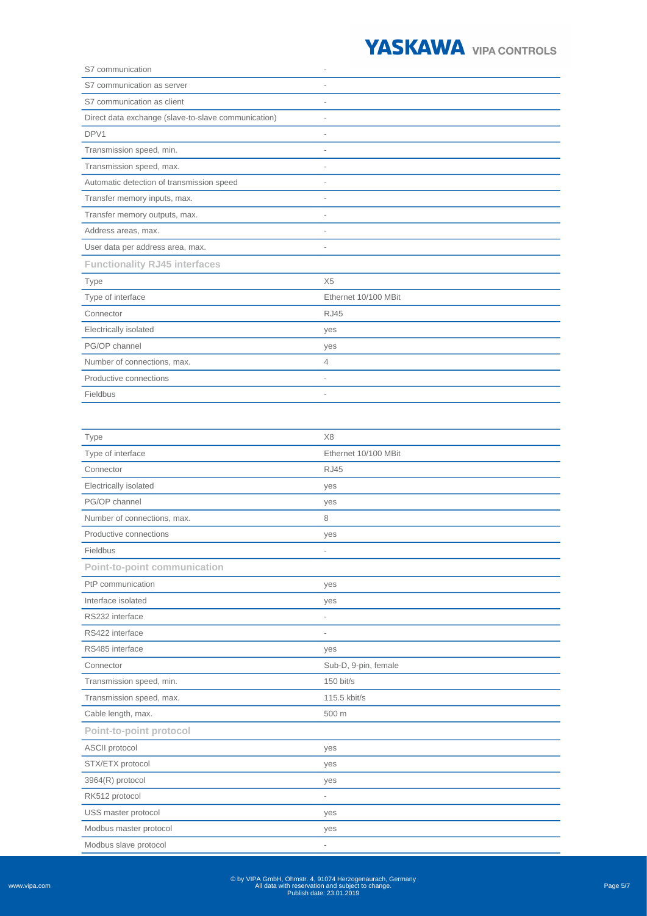| | |
|---|---|
| S7 communication | - |
| S7 communication as server | - |
| S7 communication as client | - |
| Direct data exchange (slave-to-slave communication) | - |
| DPV1 | - |
| Transmission speed, min. | - |
| Transmission speed, max. | - |
| Automatic detection of transmission speed | - |
| Transfer memory inputs, max. | - |
| Transfer memory outputs, max. | - |
| Address areas, max. | - |
| User data per address area, max. | - |

**Functionality RJ45 interfaces**

| | |
|---|---|
| Type | X5 |
| Type of interface | Ethernet 10/100 MBit |
| Connector | RJ45 |
| Electrically isolated | yes |
| PG/OP channel | yes |
| Number of connections, max. | 4 |
| Productive connections | - |
| Fieldbus | - |

| | |
|---|---|
| Type | X8 |
| Type of interface | Ethernet 10/100 MBit |
| Connector | RJ45 |
| Electrically isolated | yes |
| PG/OP channel | yes |
| Number of connections, max. | 8 |
| Productive connections | yes |
| Fieldbus | - |

**Point-to-point communication**

| | |
|---|---|
| PtP communication | yes |
| Interface isolated | yes |
| RS232 interface | - |
| RS422 interface | - |
| RS485 interface | yes |
| Connector | Sub-D, 9-pin, female |
| Transmission speed, min. | 150 bit/s |
| Transmission speed, max. | 115.5 kbit/s |
| Cable length, max. | 500 m |

**Point-to-point protocol**

| | |
|---|---|
| ASCII protocol | yes |
| STX/ETX protocol | yes |
| 3964(R) protocol | yes |
| RK512 protocol | - |
| USS master protocol | yes |
| Modbus master protocol | yes |
| Modbus slave protocol | - |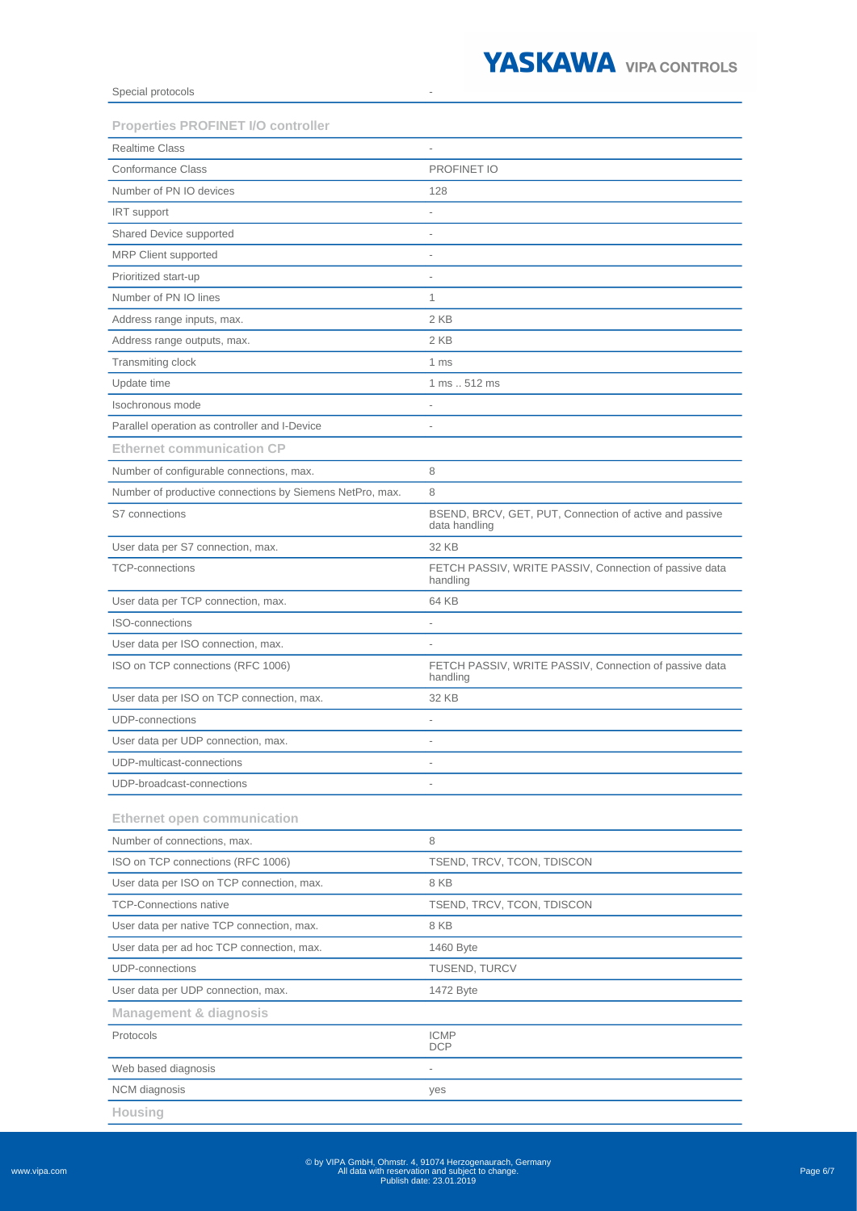| | |
|---|---|
| Special protocols | - |

## Properties PROFINET I/O controller

| | |
|---|---|
| Realtime Class | - |
| Conformance Class | PROFINET IO |
| Number of PN IO devices | 128 |
| IRT support | - |
| Shared Device supported | - |
| MRP Client supported | - |
| Prioritized start-up | - |
| Number of PN IO lines | 1 |
| Address range inputs, max. | 2 KB |
| Address range outputs, max. | 2 KB |
| Transmiting clock | 1 ms |
| Update time | 1 ms .. 512 ms |
| Isochronous mode | - |
| Parallel operation as controller and I-Device | - |

## Ethernet communication CP

| | |
|---|---|
| Number of configurable connections, max. | 8 |
| Number of productive connections by Siemens NetPro, max. | 8 |
| S7 connections | BSEND, BRCV, GET, PUT, Connection of active and passive data handling |
| User data per S7 connection, max. | 32 KB |
| TCP-connections | FETCH PASSIV, WRITE PASSIV, Connection of passive data handling |
| User data per TCP connection, max. | 64 KB |
| ISO-connections | - |
| User data per ISO connection, max. | - |
| ISO on TCP connections (RFC 1006) | FETCH PASSIV, WRITE PASSIV, Connection of passive data handling |
| User data per ISO on TCP connection, max. | 32 KB |
| UDP-connections | - |
| User data per UDP connection, max. | - |
| UDP-multicast-connections | - |
| UDP-broadcast-connections | - |

## Ethernet open communication

| | |
|---|---|
| Number of connections, max. | 8 |
| ISO on TCP connections (RFC 1006) | TSEND, TRCV, TCON, TDISCON |
| User data per ISO on TCP connection, max. | 8 KB |
| TCP-Connections native | TSEND, TRCV, TCON, TDISCON |
| User data per native TCP connection, max. | 8 KB |
| User data per ad hoc TCP connection, max. | 1460 Byte |
| UDP-connections | TUSEND, TURCV |
| User data per UDP connection, max. | 1472 Byte |

## Management & diagnosis

| | |
|---|---|
| Protocols | ICMP<br>DCP |
| Web based diagnosis | - |
| NCM diagnosis | yes |

## Housing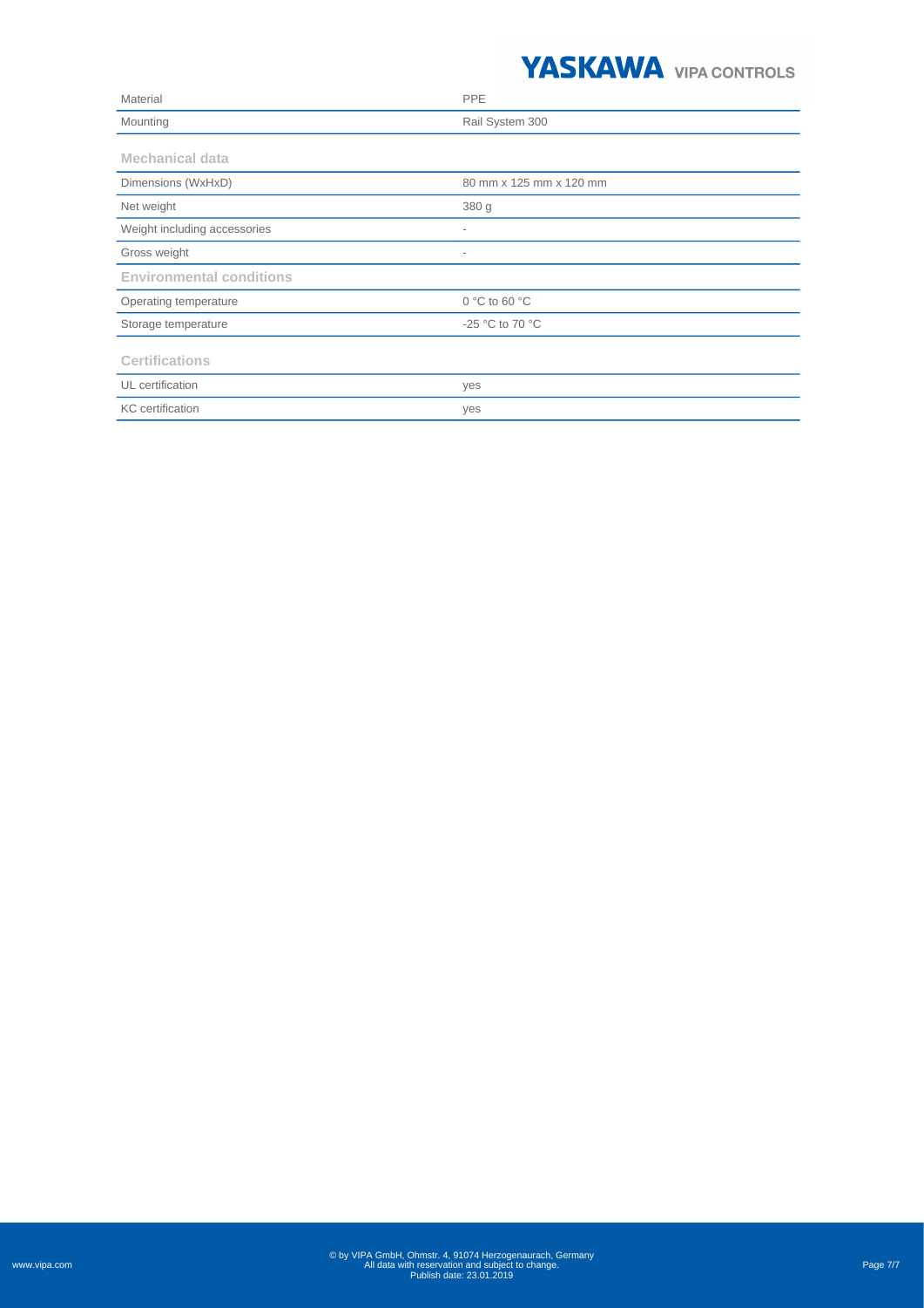| | |
|---|---|
| Material | PPE |
| Mounting | Rail System 300 |

### Mechanical data

| | |
|---|---|
| Dimensions (WxHxD) | 80 mm x 125 mm x 120 mm |
| Net weight | 380 g |
| Weight including accessories | - |
| Gross weight | - |

### Environmental conditions

| | |
|---|---|
| Operating temperature | 0 °C to 60 °C |
| Storage temperature | -25 °C to 70 °C |

### Certifications

| | |
|---|---|
| UL certification | yes |
| KC certification | yes |